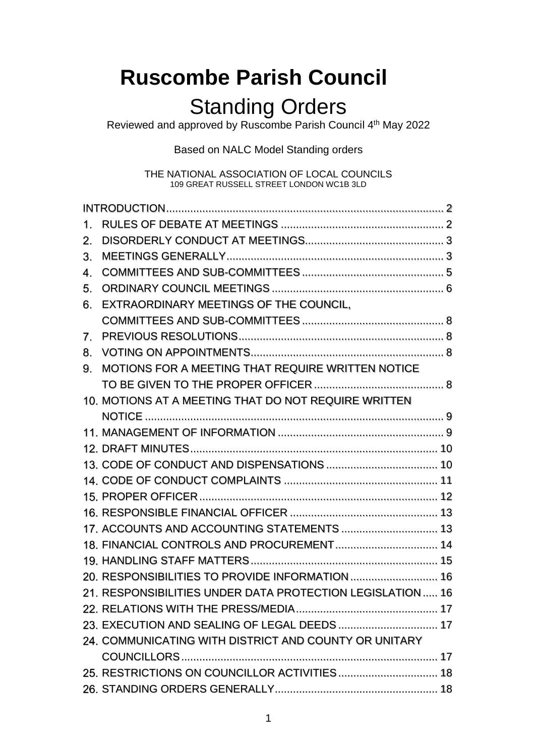# Ruscombe Parish Council

## Standing Orders

Reviewed and approved by Ruscombe Parish Council 4th May 2022

Based on NALC Model Standing orders

THE NATIONAL ASSOCIATION OF LOCAL COUNCILS
109 GREAT RUSSELL STREET LONDON WC1B 3LD

INTRODUCTION ..... 2
1. RULES OF DEBATE AT MEETINGS ..... 2
2. DISORDERLY CONDUCT AT MEETINGS ..... 3
3. MEETINGS GENERALLY ..... 3
4. COMMITTEES AND SUB-COMMITTEES ..... 5
5. ORDINARY COUNCIL MEETINGS ..... 6
6. EXTRAORDINARY MEETINGS OF THE COUNCIL, COMMITTEES AND SUB-COMMITTEES ..... 8
7. PREVIOUS RESOLUTIONS ..... 8
8. VOTING ON APPOINTMENTS ..... 8
9. MOTIONS FOR A MEETING THAT REQUIRE WRITTEN NOTICE TO BE GIVEN TO THE PROPER OFFICER ..... 8
10. MOTIONS AT A MEETING THAT DO NOT REQUIRE WRITTEN NOTICE ..... 9
11. MANAGEMENT OF INFORMATION ..... 9
12. DRAFT MINUTES ..... 10
13. CODE OF CONDUCT AND DISPENSATIONS ..... 10
14. CODE OF CONDUCT COMPLAINTS ..... 11
15. PROPER OFFICER ..... 12
16. RESPONSIBLE FINANCIAL OFFICER ..... 13
17. ACCOUNTS AND ACCOUNTING STATEMENTS ..... 13
18. FINANCIAL CONTROLS AND PROCUREMENT ..... 14
19. HANDLING STAFF MATTERS ..... 15
20. RESPONSIBILITIES TO PROVIDE INFORMATION ..... 16
21. RESPONSIBILITIES UNDER DATA PROTECTION LEGISLATION ..... 16
22. RELATIONS WITH THE PRESS/MEDIA ..... 17
23. EXECUTION AND SEALING OF LEGAL DEEDS ..... 17
24. COMMUNICATING WITH DISTRICT AND COUNTY OR UNITARY COUNCILLORS ..... 17
25. RESTRICTIONS ON COUNCILLOR ACTIVITIES ..... 18
26. STANDING ORDERS GENERALLY ..... 18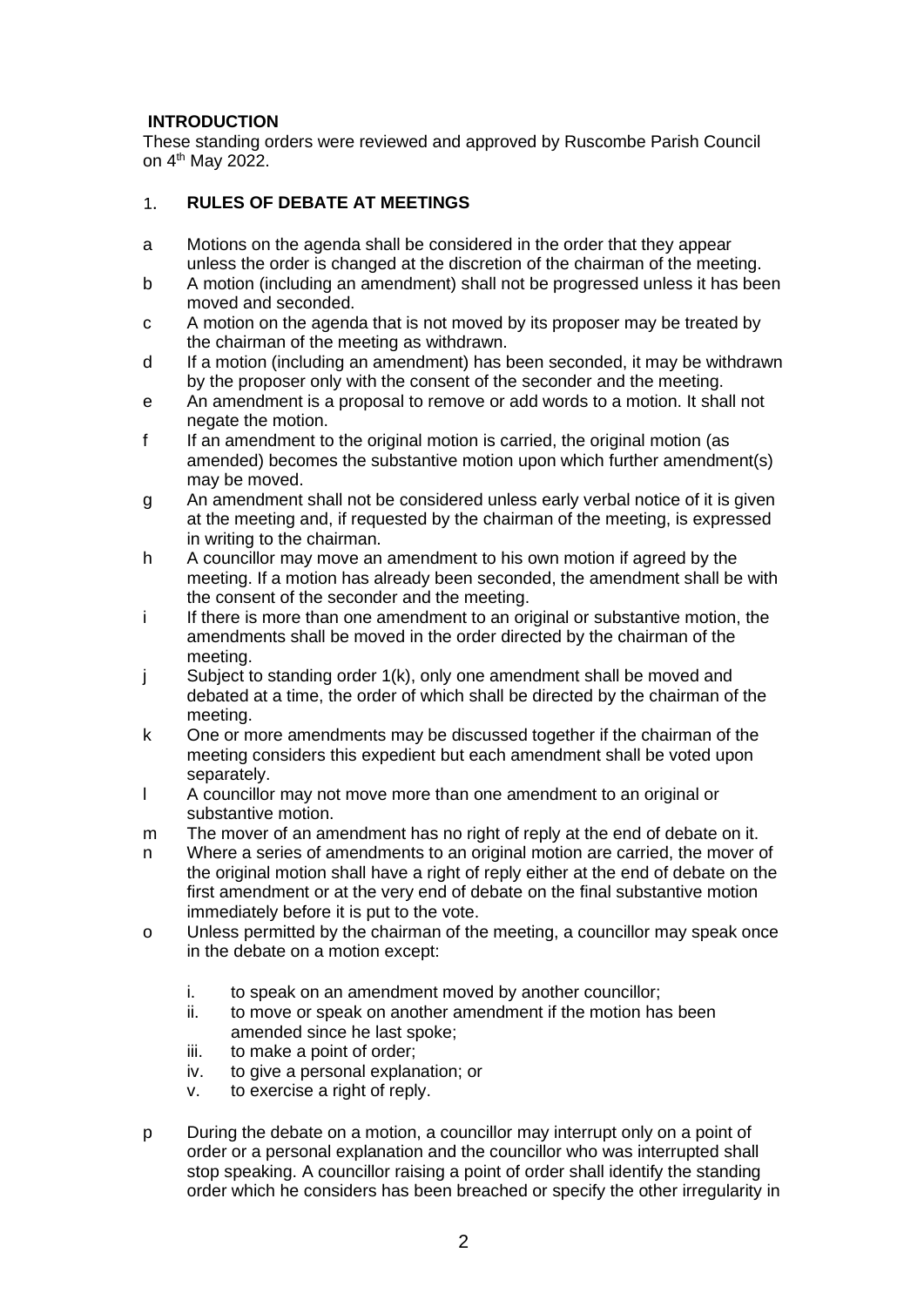## INTRODUCTION

These standing orders were reviewed and approved by Ruscombe Parish Council on 4th May 2022.

## 1. RULES OF DEBATE AT MEETINGS

a Motions on the agenda shall be considered in the order that they appear unless the order is changed at the discretion of the chairman of the meeting.

b A motion (including an amendment) shall not be progressed unless it has been moved and seconded.

c A motion on the agenda that is not moved by its proposer may be treated by the chairman of the meeting as withdrawn.

d If a motion (including an amendment) has been seconded, it may be withdrawn by the proposer only with the consent of the seconder and the meeting.

e An amendment is a proposal to remove or add words to a motion. It shall not negate the motion.

f If an amendment to the original motion is carried, the original motion (as amended) becomes the substantive motion upon which further amendment(s) may be moved.

g An amendment shall not be considered unless early verbal notice of it is given at the meeting and, if requested by the chairman of the meeting, is expressed in writing to the chairman.

h A councillor may move an amendment to his own motion if agreed by the meeting. If a motion has already been seconded, the amendment shall be with the consent of the seconder and the meeting.

i If there is more than one amendment to an original or substantive motion, the amendments shall be moved in the order directed by the chairman of the meeting.

j Subject to standing order 1(k), only one amendment shall be moved and debated at a time, the order of which shall be directed by the chairman of the meeting.

k One or more amendments may be discussed together if the chairman of the meeting considers this expedient but each amendment shall be voted upon separately.

l A councillor may not move more than one amendment to an original or substantive motion.

m The mover of an amendment has no right of reply at the end of debate on it.

n Where a series of amendments to an original motion are carried, the mover of the original motion shall have a right of reply either at the end of debate on the first amendment or at the very end of debate on the final substantive motion immediately before it is put to the vote.

o Unless permitted by the chairman of the meeting, a councillor may speak once in the debate on a motion except:

   i. to speak on an amendment moved by another councillor;
   ii. to move or speak on another amendment if the motion has been amended since he last spoke;
   iii. to make a point of order;
   iv. to give a personal explanation; or
   v. to exercise a right of reply.

p During the debate on a motion, a councillor may interrupt only on a point of order or a personal explanation and the councillor who was interrupted shall stop speaking. A councillor raising a point of order shall identify the standing order which he considers has been breached or specify the other irregularity in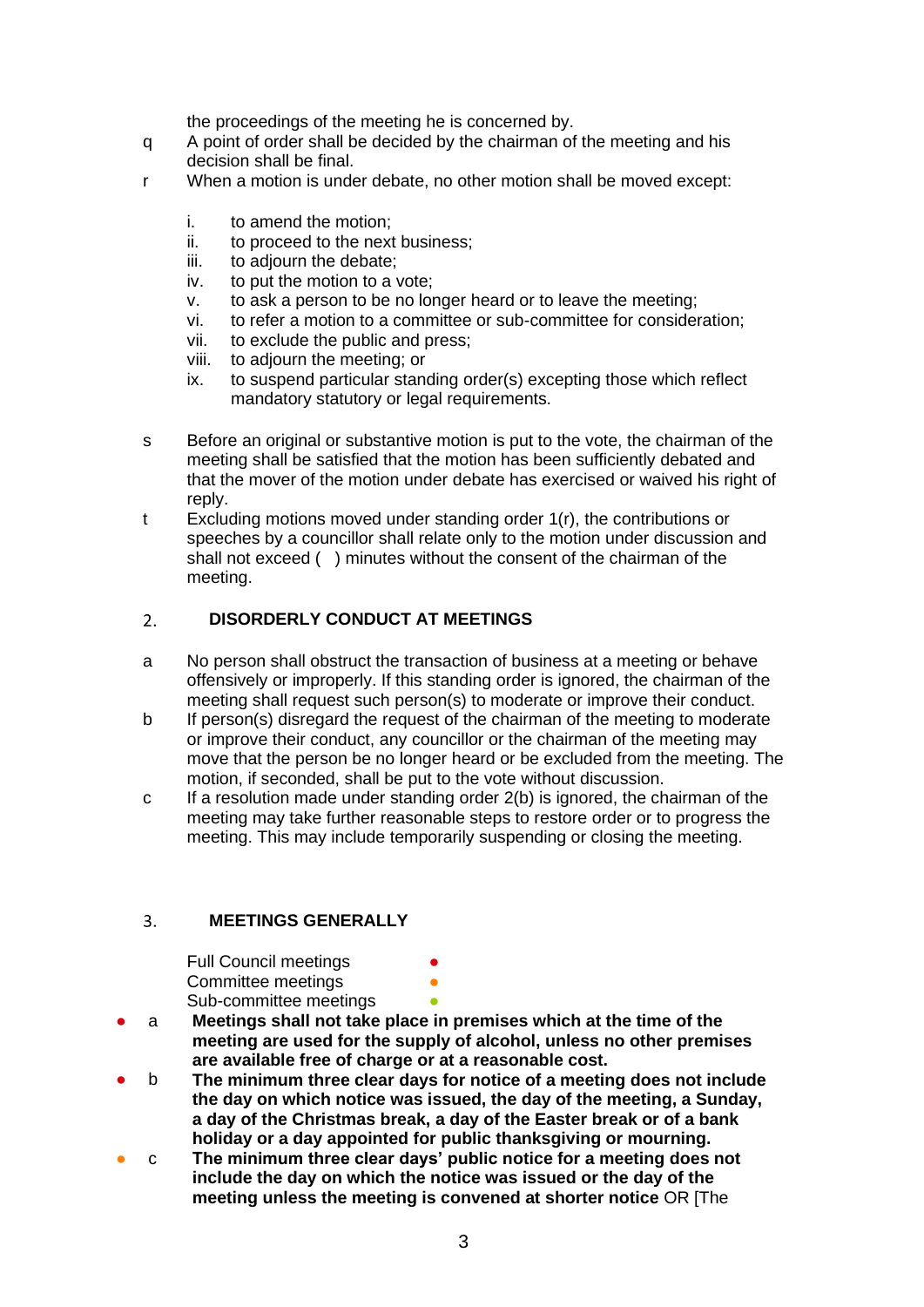the proceedings of the meeting he is concerned by.

q A point of order shall be decided by the chairman of the meeting and his decision shall be final.

r When a motion is under debate, no other motion shall be moved except:

i. to amend the motion;
ii. to proceed to the next business;
iii. to adjourn the debate;
iv. to put the motion to a vote;
v. to ask a person to be no longer heard or to leave the meeting;
vi. to refer a motion to a committee or sub-committee for consideration;
vii. to exclude the public and press;
viii. to adjourn the meeting; or
ix. to suspend particular standing order(s) excepting those which reflect mandatory statutory or legal requirements.

s Before an original or substantive motion is put to the vote, the chairman of the meeting shall be satisfied that the motion has been sufficiently debated and that the mover of the motion under debate has exercised or waived his right of reply.

t Excluding motions moved under standing order 1(r), the contributions or speeches by a councillor shall relate only to the motion under discussion and shall not exceed (  ) minutes without the consent of the chairman of the meeting.

## 2. DISORDERLY CONDUCT AT MEETINGS

a No person shall obstruct the transaction of business at a meeting or behave offensively or improperly. If this standing order is ignored, the chairman of the meeting shall request such person(s) to moderate or improve their conduct.

b If person(s) disregard the request of the chairman of the meeting to moderate or improve their conduct, any councillor or the chairman of the meeting may move that the person be no longer heard or be excluded from the meeting. The motion, if seconded, shall be put to the vote without discussion.

c If a resolution made under standing order 2(b) is ignored, the chairman of the meeting may take further reasonable steps to restore order or to progress the meeting. This may include temporarily suspending or closing the meeting.

## 3. MEETINGS GENERALLY

Full Council meetings ●
Committee meetings ●
Sub-committee meetings ●

● a **Meetings shall not take place in premises which at the time of the meeting are used for the supply of alcohol, unless no other premises are available free of charge or at a reasonable cost.**

● b **The minimum three clear days for notice of a meeting does not include the day on which notice was issued, the day of the meeting, a Sunday, a day of the Christmas break, a day of the Easter break or of a bank holiday or a day appointed for public thanksgiving or mourning.**

● c **The minimum three clear days' public notice for a meeting does not include the day on which the notice was issued or the day of the meeting unless the meeting is convened at shorter notice** OR [The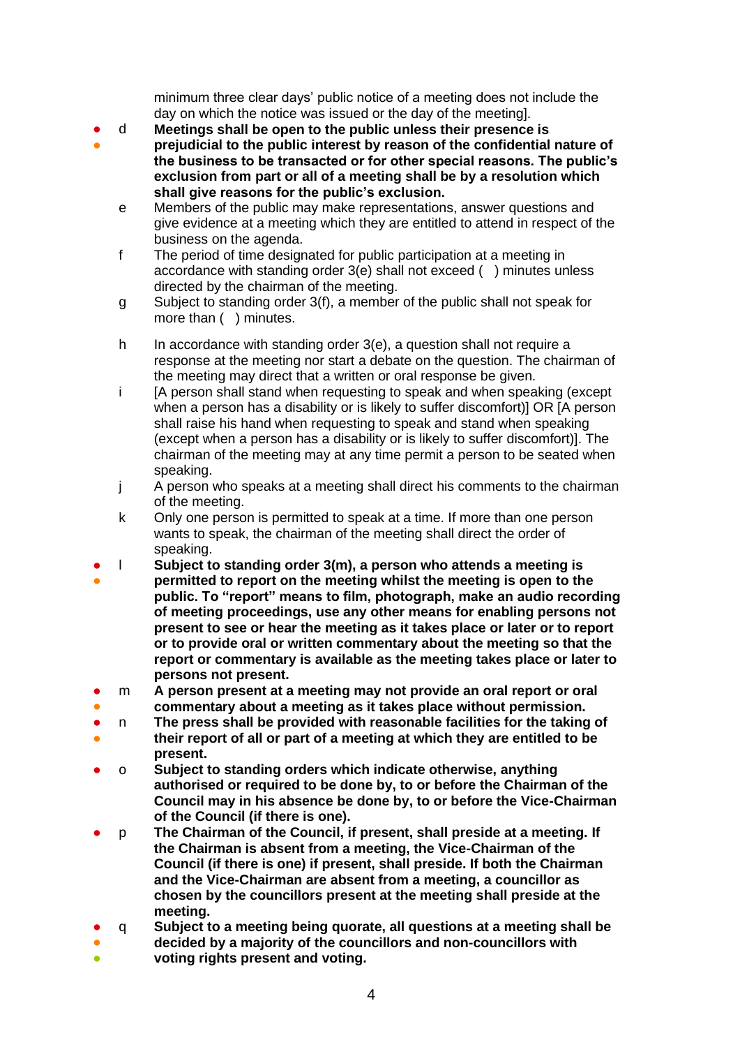minimum three clear days' public notice of a meeting does not include the day on which the notice was issued or the day of the meeting].

- d **Meetings shall be open to the public unless their presence is prejudicial to the public interest by reason of the confidential nature of the business to be transacted or for other special reasons. The public's exclusion from part or all of a meeting shall be by a resolution which shall give reasons for the public's exclusion.**
- e Members of the public may make representations, answer questions and give evidence at a meeting which they are entitled to attend in respect of the business on the agenda.
- f The period of time designated for public participation at a meeting in accordance with standing order 3(e) shall not exceed ( ) minutes unless directed by the chairman of the meeting.
- g Subject to standing order 3(f), a member of the public shall not speak for more than ( ) minutes.
- h In accordance with standing order 3(e), a question shall not require a response at the meeting nor start a debate on the question. The chairman of the meeting may direct that a written or oral response be given.
- i [A person shall stand when requesting to speak and when speaking (except when a person has a disability or is likely to suffer discomfort)] OR [A person shall raise his hand when requesting to speak and stand when speaking (except when a person has a disability or is likely to suffer discomfort)]. The chairman of the meeting may at any time permit a person to be seated when speaking.
- j A person who speaks at a meeting shall direct his comments to the chairman of the meeting.
- k Only one person is permitted to speak at a time. If more than one person wants to speak, the chairman of the meeting shall direct the order of speaking.
- l **Subject to standing order 3(m), a person who attends a meeting is permitted to report on the meeting whilst the meeting is open to the public. To "report" means to film, photograph, make an audio recording of meeting proceedings, use any other means for enabling persons not present to see or hear the meeting as it takes place or later or to report or to provide oral or written commentary about the meeting so that the report or commentary is available as the meeting takes place or later to persons not present.**
- m **A person present at a meeting may not provide an oral report or oral commentary about a meeting as it takes place without permission.**
- n **The press shall be provided with reasonable facilities for the taking of their report of all or part of a meeting at which they are entitled to be present.**
- o **Subject to standing orders which indicate otherwise, anything authorised or required to be done by, to or before the Chairman of the Council may in his absence be done by, to or before the Vice-Chairman of the Council (if there is one).**
- p **The Chairman of the Council, if present, shall preside at a meeting. If the Chairman is absent from a meeting, the Vice-Chairman of the Council (if there is one) if present, shall preside. If both the Chairman and the Vice-Chairman are absent from a meeting, a councillor as chosen by the councillors present at the meeting shall preside at the meeting.**
- q **Subject to a meeting being quorate, all questions at a meeting shall be decided by a majority of the councillors and non-councillors with voting rights present and voting.**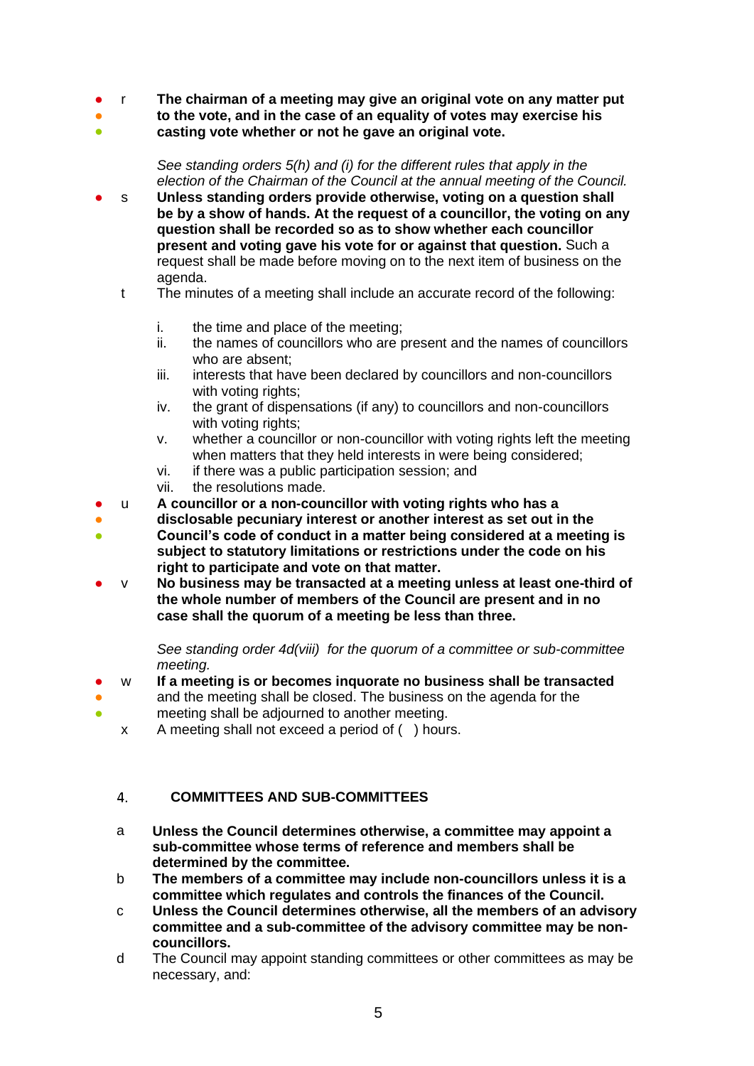r **The chairman of a meeting may give an original vote on any matter put to the vote, and in the case of an equality of votes may exercise his casting vote whether or not he gave an original vote.**

*See standing orders 5(h) and (i) for the different rules that apply in the election of the Chairman of the Council at the annual meeting of the Council.*

s **Unless standing orders provide otherwise, voting on a question shall be by a show of hands. At the request of a councillor, the voting on any question shall be recorded so as to show whether each councillor present and voting gave his vote for or against that question.** Such a request shall be made before moving on to the next item of business on the agenda.

t The minutes of a meeting shall include an accurate record of the following:

i. the time and place of the meeting;
ii. the names of councillors who are present and the names of councillors who are absent;
iii. interests that have been declared by councillors and non-councillors with voting rights;
iv. the grant of dispensations (if any) to councillors and non-councillors with voting rights;
v. whether a councillor or non-councillor with voting rights left the meeting when matters that they held interests in were being considered;
vi. if there was a public participation session; and
vii. the resolutions made.

u **A councillor or a non-councillor with voting rights who has a disclosable pecuniary interest or another interest as set out in the Council's code of conduct in a matter being considered at a meeting is subject to statutory limitations or restrictions under the code on his right to participate and vote on that matter.**

v **No business may be transacted at a meeting unless at least one-third of the whole number of members of the Council are present and in no case shall the quorum of a meeting be less than three.**

*See standing order 4d(viii) for the quorum of a committee or sub-committee meeting.*

w **If a meeting is or becomes inquorate no business shall be transacted** and the meeting shall be closed. The business on the agenda for the meeting shall be adjourned to another meeting.

x A meeting shall not exceed a period of ( ) hours.

## 4. COMMITTEES AND SUB-COMMITTEES

a **Unless the Council determines otherwise, a committee may appoint a sub-committee whose terms of reference and members shall be determined by the committee.**

b **The members of a committee may include non-councillors unless it is a committee which regulates and controls the finances of the Council.**

c **Unless the Council determines otherwise, all the members of an advisory committee and a sub-committee of the advisory committee may be non-councillors.**

d The Council may appoint standing committees or other committees as may be necessary, and: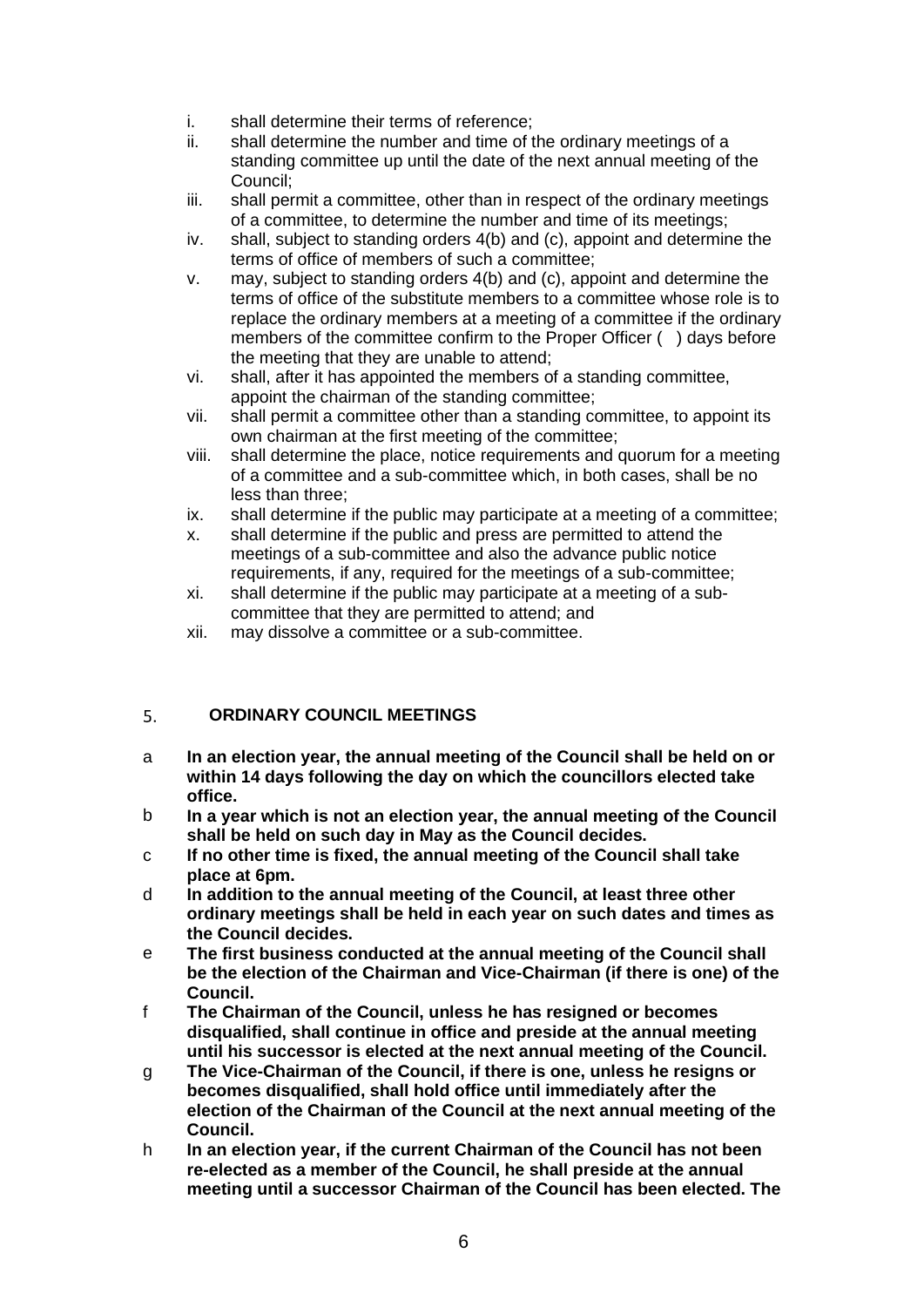i. shall determine their terms of reference;
ii. shall determine the number and time of the ordinary meetings of a standing committee up until the date of the next annual meeting of the Council;
iii. shall permit a committee, other than in respect of the ordinary meetings of a committee, to determine the number and time of its meetings;
iv. shall, subject to standing orders 4(b) and (c), appoint and determine the terms of office of members of such a committee;
v. may, subject to standing orders 4(b) and (c), appoint and determine the terms of office of the substitute members to a committee whose role is to replace the ordinary members at a meeting of a committee if the ordinary members of the committee confirm to the Proper Officer (   ) days before the meeting that they are unable to attend;
vi. shall, after it has appointed the members of a standing committee, appoint the chairman of the standing committee;
vii. shall permit a committee other than a standing committee, to appoint its own chairman at the first meeting of the committee;
viii. shall determine the place, notice requirements and quorum for a meeting of a committee and a sub-committee which, in both cases, shall be no less than three;
ix. shall determine if the public may participate at a meeting of a committee;
x. shall determine if the public and press are permitted to attend the meetings of a sub-committee and also the advance public notice requirements, if any, required for the meetings of a sub-committee;
xi. shall determine if the public may participate at a meeting of a sub-committee that they are permitted to attend; and
xii. may dissolve a committee or a sub-committee.

## 5. ORDINARY COUNCIL MEETINGS

a **In an election year, the annual meeting of the Council shall be held on or within 14 days following the day on which the councillors elected take office.**

b **In a year which is not an election year, the annual meeting of the Council shall be held on such day in May as the Council decides.**

c **If no other time is fixed, the annual meeting of the Council shall take place at 6pm.**

d **In addition to the annual meeting of the Council, at least three other ordinary meetings shall be held in each year on such dates and times as the Council decides.**

e **The first business conducted at the annual meeting of the Council shall be the election of the Chairman and Vice-Chairman (if there is one) of the Council.**

f **The Chairman of the Council, unless he has resigned or becomes disqualified, shall continue in office and preside at the annual meeting until his successor is elected at the next annual meeting of the Council.**

g **The Vice-Chairman of the Council, if there is one, unless he resigns or becomes disqualified, shall hold office until immediately after the election of the Chairman of the Council at the next annual meeting of the Council.**

h **In an election year, if the current Chairman of the Council has not been re-elected as a member of the Council, he shall preside at the annual meeting until a successor Chairman of the Council has been elected. The**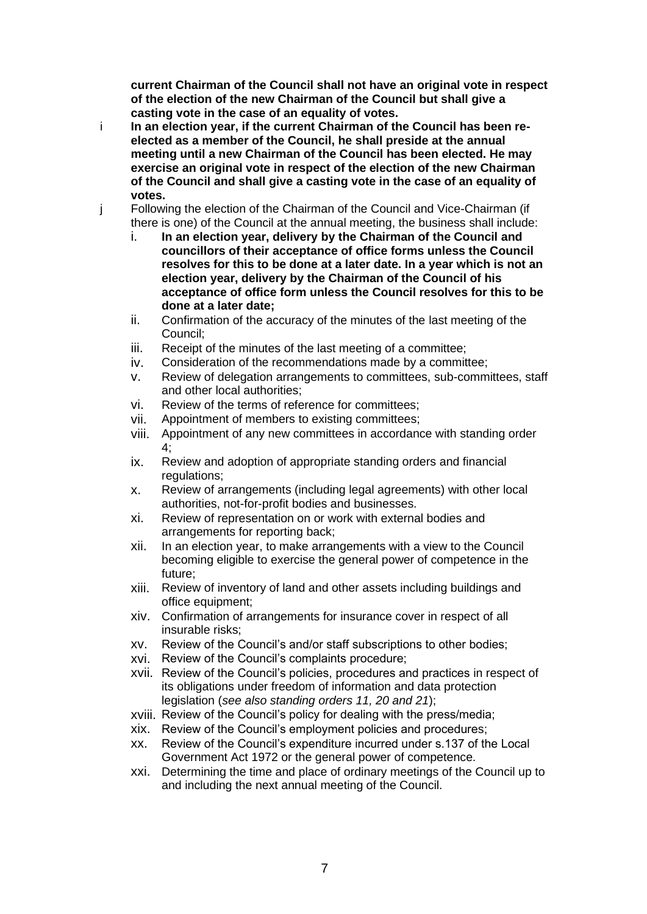**current Chairman of the Council shall not have an original vote in respect of the election of the new Chairman of the Council but shall give a casting vote in the case of an equality of votes.**

i **In an election year, if the current Chairman of the Council has been re-elected as a member of the Council, he shall preside at the annual meeting until a new Chairman of the Council has been elected. He may exercise an original vote in respect of the election of the new Chairman of the Council and shall give a casting vote in the case of an equality of votes.**

j Following the election of the Chairman of the Council and Vice-Chairman (if there is one) of the Council at the annual meeting, the business shall include:

i. **In an election year, delivery by the Chairman of the Council and councillors of their acceptance of office forms unless the Council resolves for this to be done at a later date. In a year which is not an election year, delivery by the Chairman of the Council of his acceptance of office form unless the Council resolves for this to be done at a later date;**
ii. Confirmation of the accuracy of the minutes of the last meeting of the Council;
iii. Receipt of the minutes of the last meeting of a committee;
iv. Consideration of the recommendations made by a committee;
v. Review of delegation arrangements to committees, sub-committees, staff and other local authorities;
vi. Review of the terms of reference for committees;
vii. Appointment of members to existing committees;
viii. Appointment of any new committees in accordance with standing order 4;
ix. Review and adoption of appropriate standing orders and financial regulations;
x. Review of arrangements (including legal agreements) with other local authorities, not-for-profit bodies and businesses.
xi. Review of representation on or work with external bodies and arrangements for reporting back;
xii. In an election year, to make arrangements with a view to the Council becoming eligible to exercise the general power of competence in the future;
xiii. Review of inventory of land and other assets including buildings and office equipment;
xiv. Confirmation of arrangements for insurance cover in respect of all insurable risks;
xv. Review of the Council's and/or staff subscriptions to other bodies;
xvi. Review of the Council's complaints procedure;
xvii. Review of the Council's policies, procedures and practices in respect of its obligations under freedom of information and data protection legislation (*see also standing orders 11, 20 and 21*);
xviii. Review of the Council's policy for dealing with the press/media;
xix. Review of the Council's employment policies and procedures;
xx. Review of the Council's expenditure incurred under s.137 of the Local Government Act 1972 or the general power of competence.
xxi. Determining the time and place of ordinary meetings of the Council up to and including the next annual meeting of the Council.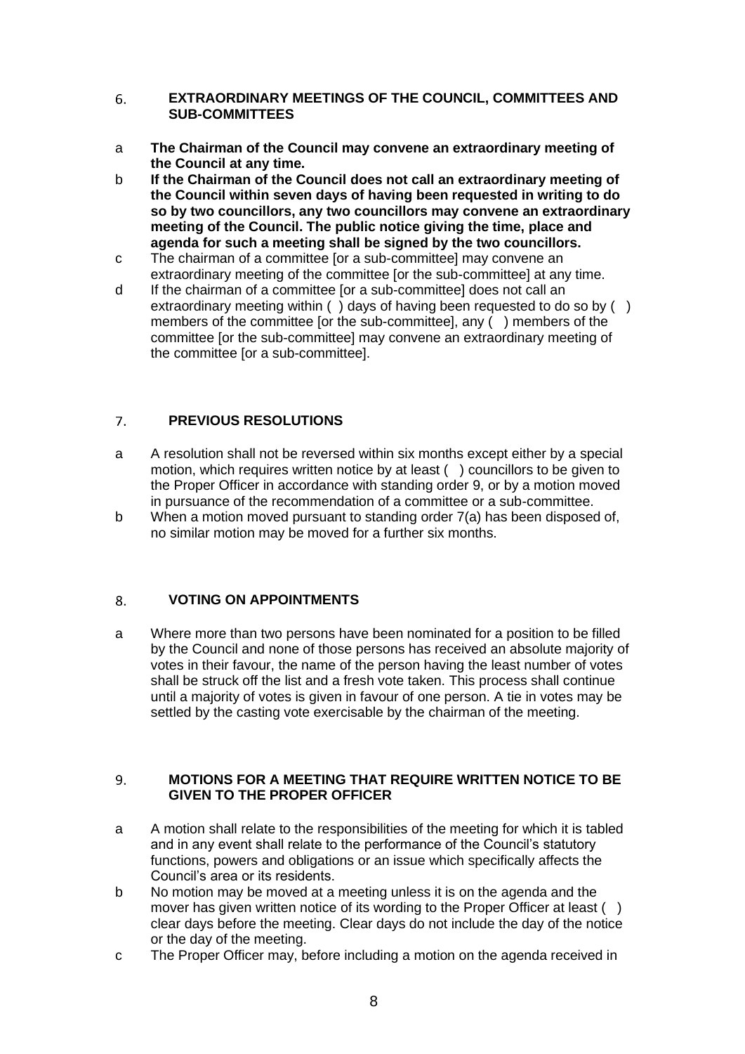## 6. EXTRAORDINARY MEETINGS OF THE COUNCIL, COMMITTEES AND SUB-COMMITTEES

a **The Chairman of the Council may convene an extraordinary meeting of the Council at any time.**

b **If the Chairman of the Council does not call an extraordinary meeting of the Council within seven days of having been requested in writing to do so by two councillors, any two councillors may convene an extraordinary meeting of the Council. The public notice giving the time, place and agenda for such a meeting shall be signed by the two councillors.**

c The chairman of a committee [or a sub-committee] may convene an extraordinary meeting of the committee [or the sub-committee] at any time.

d If the chairman of a committee [or a sub-committee] does not call an extraordinary meeting within ( ) days of having been requested to do so by ( ) members of the committee [or the sub-committee], any ( ) members of the committee [or the sub-committee] may convene an extraordinary meeting of the committee [or a sub-committee].

## 7. PREVIOUS RESOLUTIONS

a A resolution shall not be reversed within six months except either by a special motion, which requires written notice by at least ( ) councillors to be given to the Proper Officer in accordance with standing order 9, or by a motion moved in pursuance of the recommendation of a committee or a sub-committee.

b When a motion moved pursuant to standing order 7(a) has been disposed of, no similar motion may be moved for a further six months.

## 8. VOTING ON APPOINTMENTS

a Where more than two persons have been nominated for a position to be filled by the Council and none of those persons has received an absolute majority of votes in their favour, the name of the person having the least number of votes shall be struck off the list and a fresh vote taken. This process shall continue until a majority of votes is given in favour of one person. A tie in votes may be settled by the casting vote exercisable by the chairman of the meeting.

## 9. MOTIONS FOR A MEETING THAT REQUIRE WRITTEN NOTICE TO BE GIVEN TO THE PROPER OFFICER

a A motion shall relate to the responsibilities of the meeting for which it is tabled and in any event shall relate to the performance of the Council's statutory functions, powers and obligations or an issue which specifically affects the Council's area or its residents.

b No motion may be moved at a meeting unless it is on the agenda and the mover has given written notice of its wording to the Proper Officer at least ( ) clear days before the meeting. Clear days do not include the day of the notice or the day of the meeting.

c The Proper Officer may, before including a motion on the agenda received in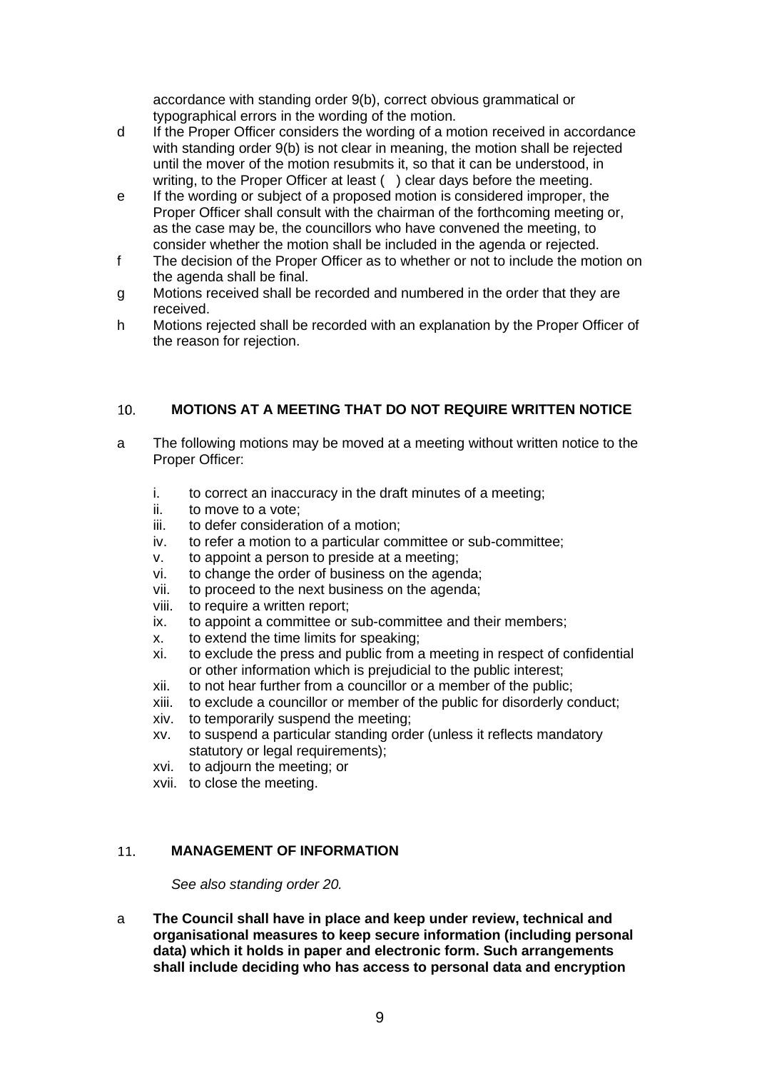accordance with standing order 9(b), correct obvious grammatical or typographical errors in the wording of the motion.

d If the Proper Officer considers the wording of a motion received in accordance with standing order 9(b) is not clear in meaning, the motion shall be rejected until the mover of the motion resubmits it, so that it can be understood, in writing, to the Proper Officer at least ( ) clear days before the meeting.

e If the wording or subject of a proposed motion is considered improper, the Proper Officer shall consult with the chairman of the forthcoming meeting or, as the case may be, the councillors who have convened the meeting, to consider whether the motion shall be included in the agenda or rejected.

f The decision of the Proper Officer as to whether or not to include the motion on the agenda shall be final.

g Motions received shall be recorded and numbered in the order that they are received.

h Motions rejected shall be recorded with an explanation by the Proper Officer of the reason for rejection.

## 10. MOTIONS AT A MEETING THAT DO NOT REQUIRE WRITTEN NOTICE

a The following motions may be moved at a meeting without written notice to the Proper Officer:

i. to correct an inaccuracy in the draft minutes of a meeting;
ii. to move to a vote;
iii. to defer consideration of a motion;
iv. to refer a motion to a particular committee or sub-committee;
v. to appoint a person to preside at a meeting;
vi. to change the order of business on the agenda;
vii. to proceed to the next business on the agenda;
viii. to require a written report;
ix. to appoint a committee or sub-committee and their members;
x. to extend the time limits for speaking;
xi. to exclude the press and public from a meeting in respect of confidential or other information which is prejudicial to the public interest;
xii. to not hear further from a councillor or a member of the public;
xiii. to exclude a councillor or member of the public for disorderly conduct;
xiv. to temporarily suspend the meeting;
xv. to suspend a particular standing order (unless it reflects mandatory statutory or legal requirements);
xvi. to adjourn the meeting; or
xvii. to close the meeting.

## 11. MANAGEMENT OF INFORMATION

*See also standing order 20.*

a **The Council shall have in place and keep under review, technical and organisational measures to keep secure information (including personal data) which it holds in paper and electronic form. Such arrangements shall include deciding who has access to personal data and encryption**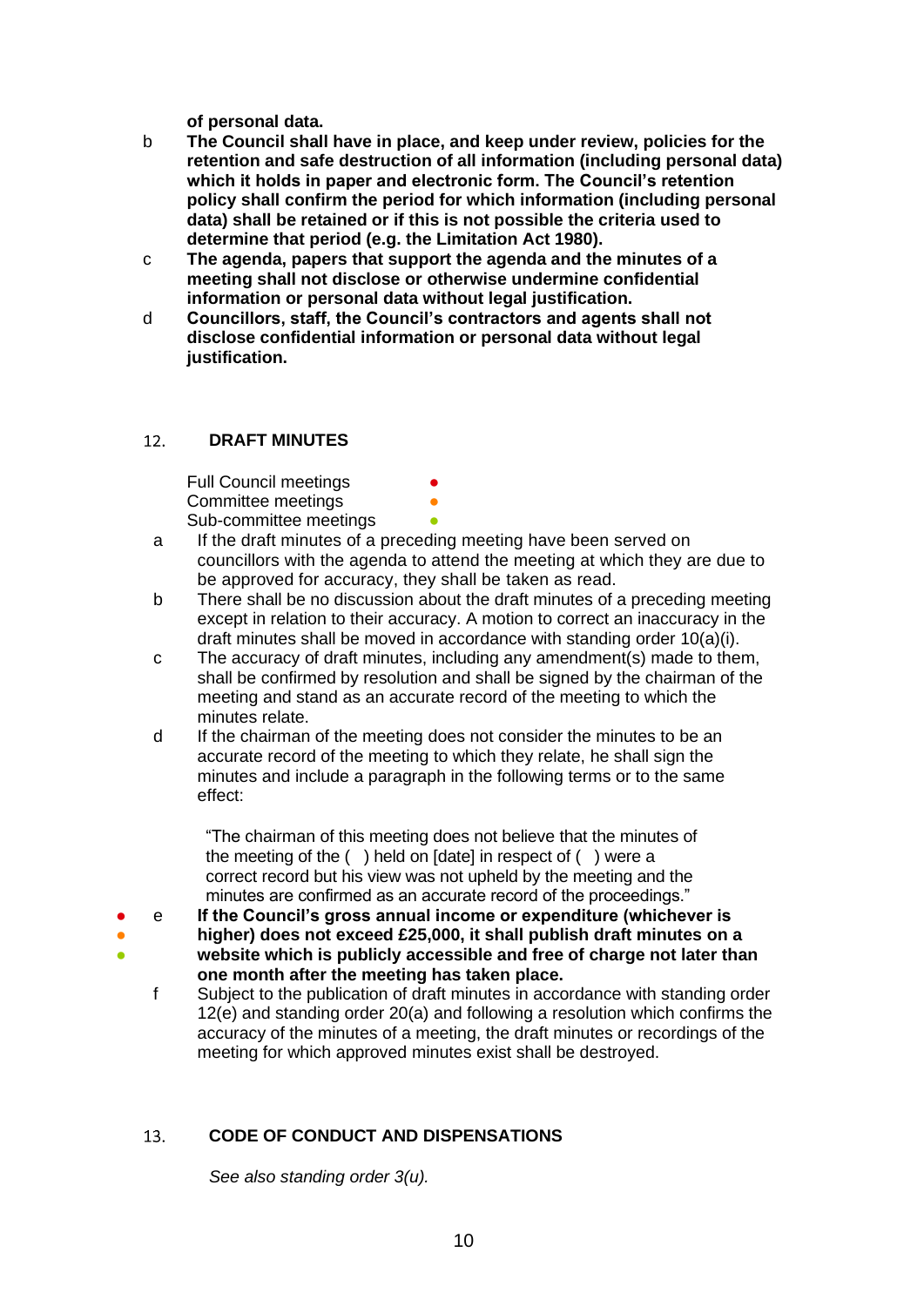**of personal data.**

b **The Council shall have in place, and keep under review, policies for the retention and safe destruction of all information (including personal data) which it holds in paper and electronic form. The Council's retention policy shall confirm the period for which information (including personal data) shall be retained or if this is not possible the criteria used to determine that period (e.g. the Limitation Act 1980).**

c **The agenda, papers that support the agenda and the minutes of a meeting shall not disclose or otherwise undermine confidential information or personal data without legal justification.**

d **Councillors, staff, the Council's contractors and agents shall not disclose confidential information or personal data without legal justification.**

## 12. DRAFT MINUTES

Full Council meetings ●
Committee meetings ●
Sub-committee meetings ●

a If the draft minutes of a preceding meeting have been served on councillors with the agenda to attend the meeting at which they are due to be approved for accuracy, they shall be taken as read.

b There shall be no discussion about the draft minutes of a preceding meeting except in relation to their accuracy. A motion to correct an inaccuracy in the draft minutes shall be moved in accordance with standing order 10(a)(i).

c The accuracy of draft minutes, including any amendment(s) made to them, shall be confirmed by resolution and shall be signed by the chairman of the meeting and stand as an accurate record of the meeting to which the minutes relate.

d If the chairman of the meeting does not consider the minutes to be an accurate record of the meeting to which they relate, he shall sign the minutes and include a paragraph in the following terms or to the same effect:

"The chairman of this meeting does not believe that the minutes of the meeting of the ( ) held on [date] in respect of ( ) were a correct record but his view was not upheld by the meeting and the minutes are confirmed as an accurate record of the proceedings."

● ● ● e **If the Council's gross annual income or expenditure (whichever is higher) does not exceed £25,000, it shall publish draft minutes on a website which is publicly accessible and free of charge not later than one month after the meeting has taken place.**

f Subject to the publication of draft minutes in accordance with standing order 12(e) and standing order 20(a) and following a resolution which confirms the accuracy of the minutes of a meeting, the draft minutes or recordings of the meeting for which approved minutes exist shall be destroyed.

## 13. CODE OF CONDUCT AND DISPENSATIONS

*See also standing order 3(u).*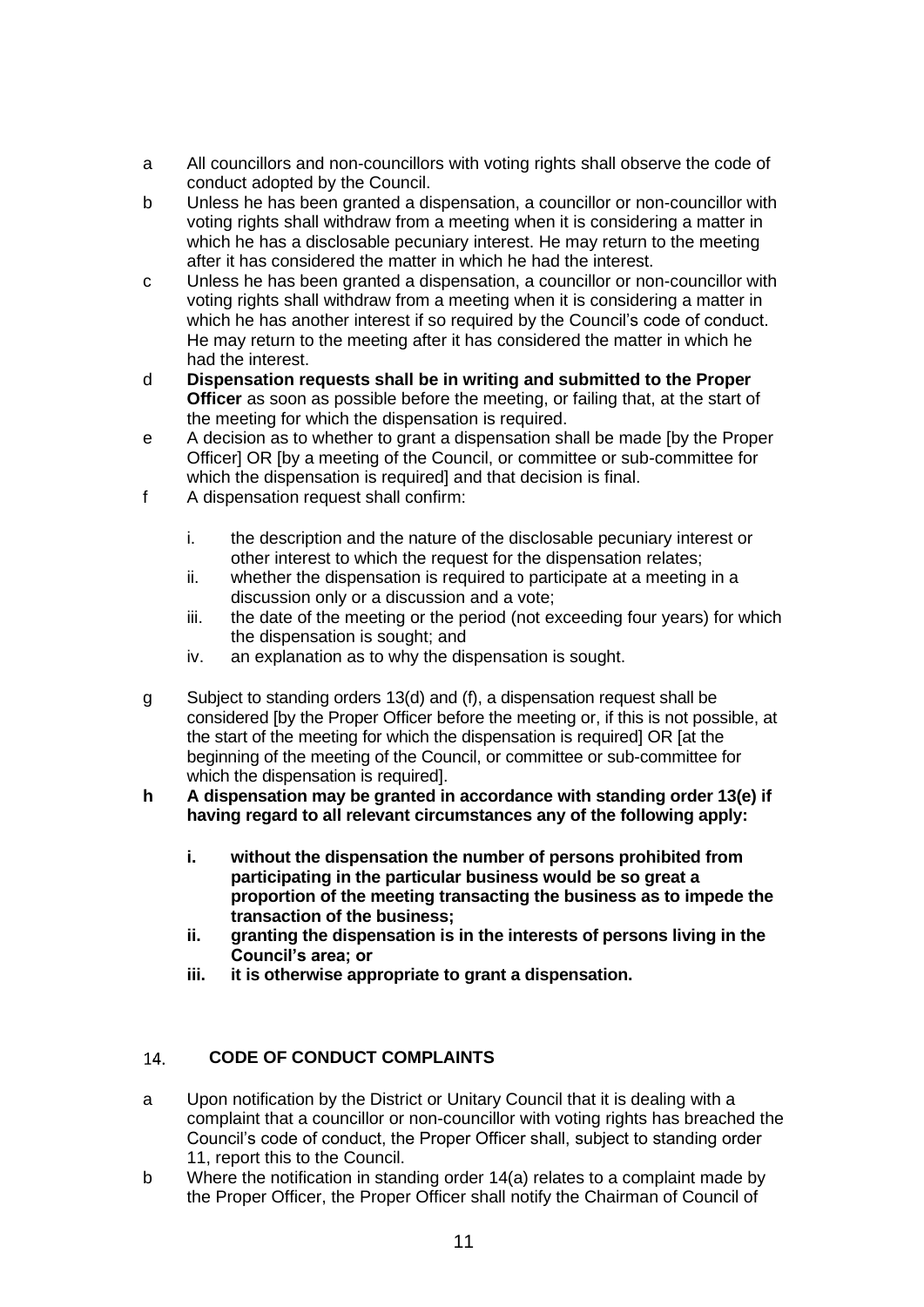a All councillors and non-councillors with voting rights shall observe the code of conduct adopted by the Council.

b Unless he has been granted a dispensation, a councillor or non-councillor with voting rights shall withdraw from a meeting when it is considering a matter in which he has a disclosable pecuniary interest. He may return to the meeting after it has considered the matter in which he had the interest.

c Unless he has been granted a dispensation, a councillor or non-councillor with voting rights shall withdraw from a meeting when it is considering a matter in which he has another interest if so required by the Council's code of conduct. He may return to the meeting after it has considered the matter in which he had the interest.

d **Dispensation requests shall be in writing and submitted to the Proper Officer** as soon as possible before the meeting, or failing that, at the start of the meeting for which the dispensation is required.

e A decision as to whether to grant a dispensation shall be made [by the Proper Officer] OR [by a meeting of the Council, or committee or sub-committee for which the dispensation is required] and that decision is final.

f A dispensation request shall confirm:

   i. the description and the nature of the disclosable pecuniary interest or other interest to which the request for the dispensation relates;
   ii. whether the dispensation is required to participate at a meeting in a discussion only or a discussion and a vote;
   iii. the date of the meeting or the period (not exceeding four years) for which the dispensation is sought; and
   iv. an explanation as to why the dispensation is sought.

g Subject to standing orders 13(d) and (f), a dispensation request shall be considered [by the Proper Officer before the meeting or, if this is not possible, at the start of the meeting for which the dispensation is required] OR [at the beginning of the meeting of the Council, or committee or sub-committee for which the dispensation is required].

**h A dispensation may be granted in accordance with standing order 13(e) if having regard to all relevant circumstances any of the following apply:**

   **i. without the dispensation the number of persons prohibited from participating in the particular business would be so great a proportion of the meeting transacting the business as to impede the transaction of the business;**
   **ii. granting the dispensation is in the interests of persons living in the Council's area; or**
   **iii. it is otherwise appropriate to grant a dispensation.**

## 14. CODE OF CONDUCT COMPLAINTS

a Upon notification by the District or Unitary Council that it is dealing with a complaint that a councillor or non-councillor with voting rights has breached the Council's code of conduct, the Proper Officer shall, subject to standing order 11, report this to the Council.

b Where the notification in standing order 14(a) relates to a complaint made by the Proper Officer, the Proper Officer shall notify the Chairman of Council of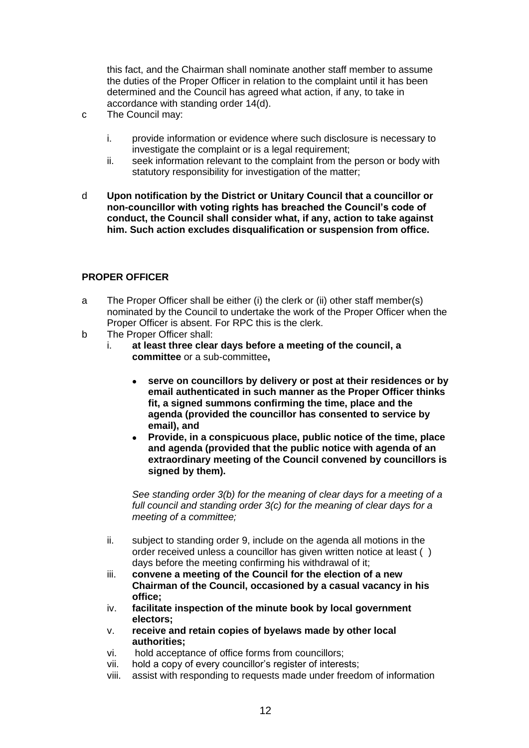this fact, and the Chairman shall nominate another staff member to assume the duties of the Proper Officer in relation to the complaint until it has been determined and the Council has agreed what action, if any, to take in accordance with standing order 14(d).

c The Council may:

   i. provide information or evidence where such disclosure is necessary to investigate the complaint or is a legal requirement;
   ii. seek information relevant to the complaint from the person or body with statutory responsibility for investigation of the matter;

d **Upon notification by the District or Unitary Council that a councillor or non-councillor with voting rights has breached the Council's code of conduct, the Council shall consider what, if any, action to take against him. Such action excludes disqualification or suspension from office.**

## PROPER OFFICER

a The Proper Officer shall be either (i) the clerk or (ii) other staff member(s) nominated by the Council to undertake the work of the Proper Officer when the Proper Officer is absent. For RPC this is the clerk.

b The Proper Officer shall:

   i. **at least three clear days before a meeting of the council, a committee** or a sub-committee**,**

      - **serve on councillors by delivery or post at their residences or by email authenticated in such manner as the Proper Officer thinks fit, a signed summons confirming the time, place and the agenda (provided the councillor has consented to service by email), and**
      - **Provide, in a conspicuous place, public notice of the time, place and agenda (provided that the public notice with agenda of an extraordinary meeting of the Council convened by councillors is signed by them).**

      *See standing order 3(b) for the meaning of clear days for a meeting of a full council and standing order 3(c) for the meaning of clear days for a meeting of a committee;*

   ii. subject to standing order 9, include on the agenda all motions in the order received unless a councillor has given written notice at least ( ) days before the meeting confirming his withdrawal of it;
   iii. **convene a meeting of the Council for the election of a new Chairman of the Council, occasioned by a casual vacancy in his office;**
   iv. **facilitate inspection of the minute book by local government electors;**
   v. **receive and retain copies of byelaws made by other local authorities;**
   vi. hold acceptance of office forms from councillors;
   vii. hold a copy of every councillor's register of interests;
   viii. assist with responding to requests made under freedom of information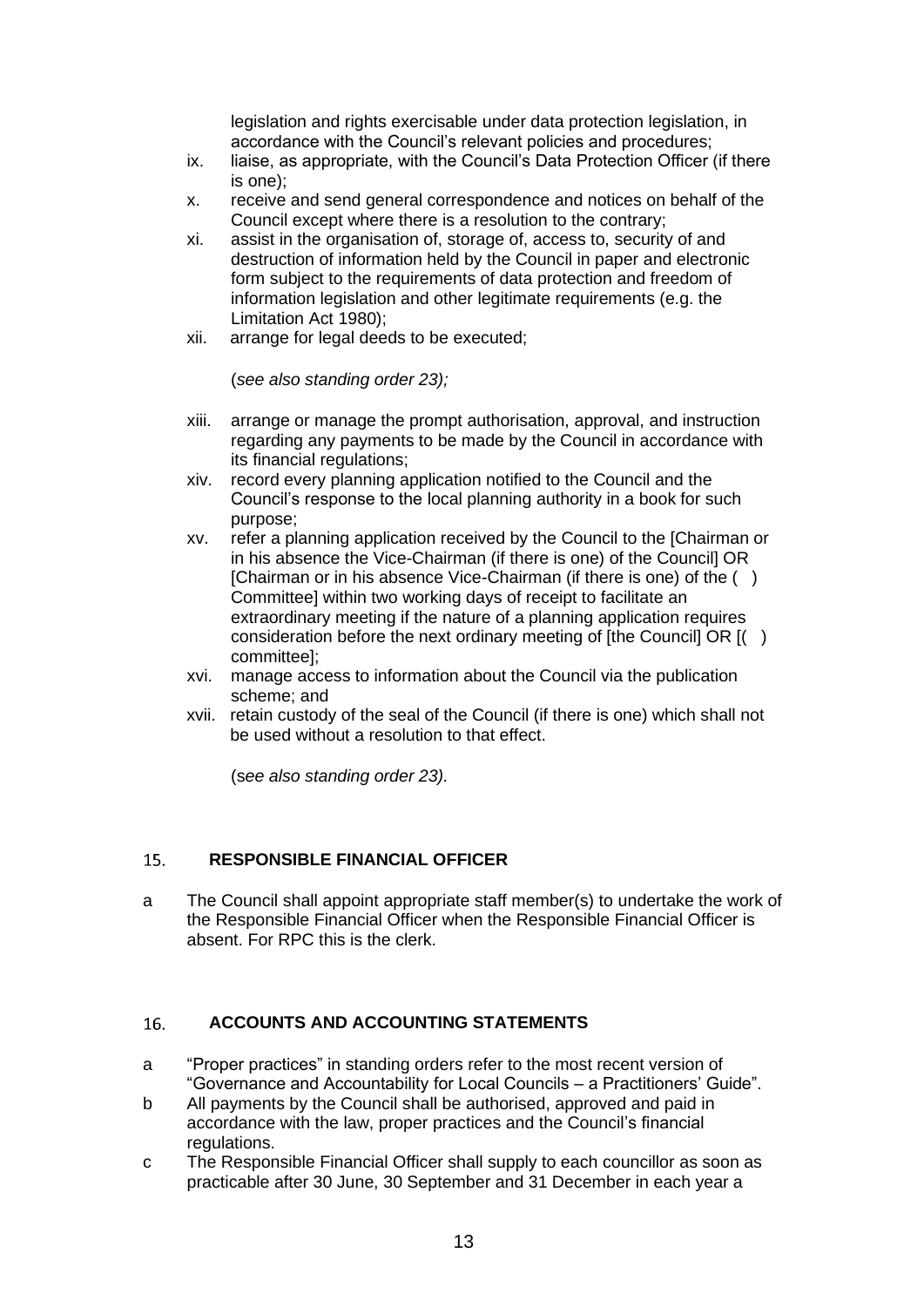legislation and rights exercisable under data protection legislation, in accordance with the Council's relevant policies and procedures;

ix. liaise, as appropriate, with the Council's Data Protection Officer (if there is one);

x. receive and send general correspondence and notices on behalf of the Council except where there is a resolution to the contrary;

xi. assist in the organisation of, storage of, access to, security of and destruction of information held by the Council in paper and electronic form subject to the requirements of data protection and freedom of information legislation and other legitimate requirements (e.g. the Limitation Act 1980);

xii. arrange for legal deeds to be executed;

(*see also standing order 23);*

xiii. arrange or manage the prompt authorisation, approval, and instruction regarding any payments to be made by the Council in accordance with its financial regulations;

xiv. record every planning application notified to the Council and the Council's response to the local planning authority in a book for such purpose;

xv. refer a planning application received by the Council to the [Chairman or in his absence the Vice-Chairman (if there is one) of the Council] OR [Chairman or in his absence Vice-Chairman (if there is one) of the ( ) Committee] within two working days of receipt to facilitate an extraordinary meeting if the nature of a planning application requires consideration before the next ordinary meeting of [the Council] OR [( ) committee];

xvi. manage access to information about the Council via the publication scheme; and

xvii. retain custody of the seal of the Council (if there is one) which shall not be used without a resolution to that effect.

(*see also standing order 23).*

## 15. RESPONSIBLE FINANCIAL OFFICER

a The Council shall appoint appropriate staff member(s) to undertake the work of the Responsible Financial Officer when the Responsible Financial Officer is absent. For RPC this is the clerk.

## 16. ACCOUNTS AND ACCOUNTING STATEMENTS

a "Proper practices" in standing orders refer to the most recent version of "Governance and Accountability for Local Councils – a Practitioners' Guide".

b All payments by the Council shall be authorised, approved and paid in accordance with the law, proper practices and the Council's financial regulations.

c The Responsible Financial Officer shall supply to each councillor as soon as practicable after 30 June, 30 September and 31 December in each year a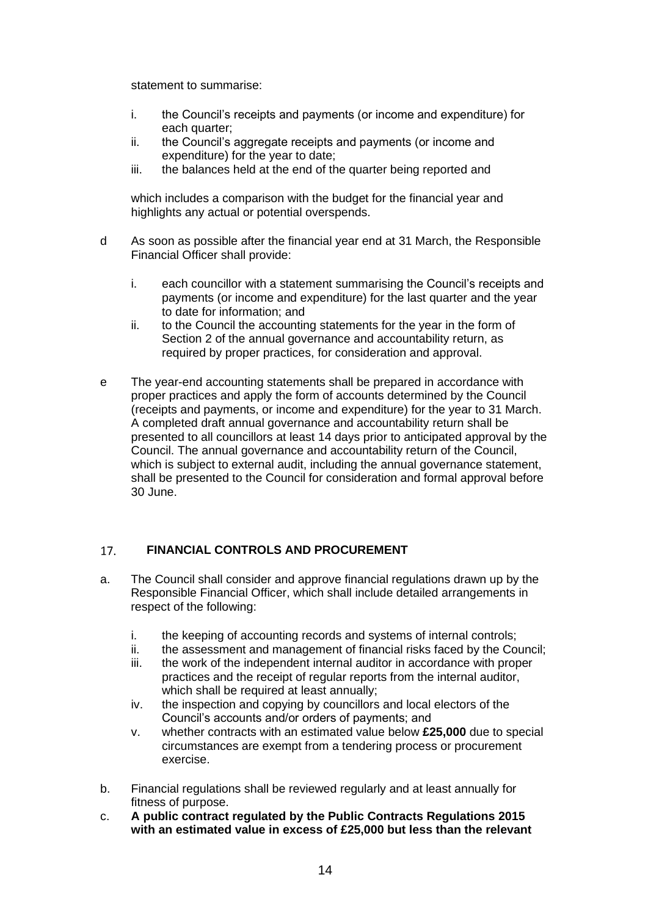statement to summarise:

i. the Council's receipts and payments (or income and expenditure) for each quarter;
ii. the Council's aggregate receipts and payments (or income and expenditure) for the year to date;
iii. the balances held at the end of the quarter being reported and

which includes a comparison with the budget for the financial year and highlights any actual or potential overspends.

d As soon as possible after the financial year end at 31 March, the Responsible Financial Officer shall provide:

i. each councillor with a statement summarising the Council's receipts and payments (or income and expenditure) for the last quarter and the year to date for information; and
ii. to the Council the accounting statements for the year in the form of Section 2 of the annual governance and accountability return, as required by proper practices, for consideration and approval.

e The year-end accounting statements shall be prepared in accordance with proper practices and apply the form of accounts determined by the Council (receipts and payments, or income and expenditure) for the year to 31 March. A completed draft annual governance and accountability return shall be presented to all councillors at least 14 days prior to anticipated approval by the Council. The annual governance and accountability return of the Council, which is subject to external audit, including the annual governance statement, shall be presented to the Council for consideration and formal approval before 30 June.

## 17. FINANCIAL CONTROLS AND PROCUREMENT

a. The Council shall consider and approve financial regulations drawn up by the Responsible Financial Officer, which shall include detailed arrangements in respect of the following:

i. the keeping of accounting records and systems of internal controls;
ii. the assessment and management of financial risks faced by the Council;
iii. the work of the independent internal auditor in accordance with proper practices and the receipt of regular reports from the internal auditor, which shall be required at least annually;
iv. the inspection and copying by councillors and local electors of the Council's accounts and/or orders of payments; and
v. whether contracts with an estimated value below **£25,000** due to special circumstances are exempt from a tendering process or procurement exercise.

b. Financial regulations shall be reviewed regularly and at least annually for fitness of purpose.

c. **A public contract regulated by the Public Contracts Regulations 2015 with an estimated value in excess of £25,000 but less than the relevant**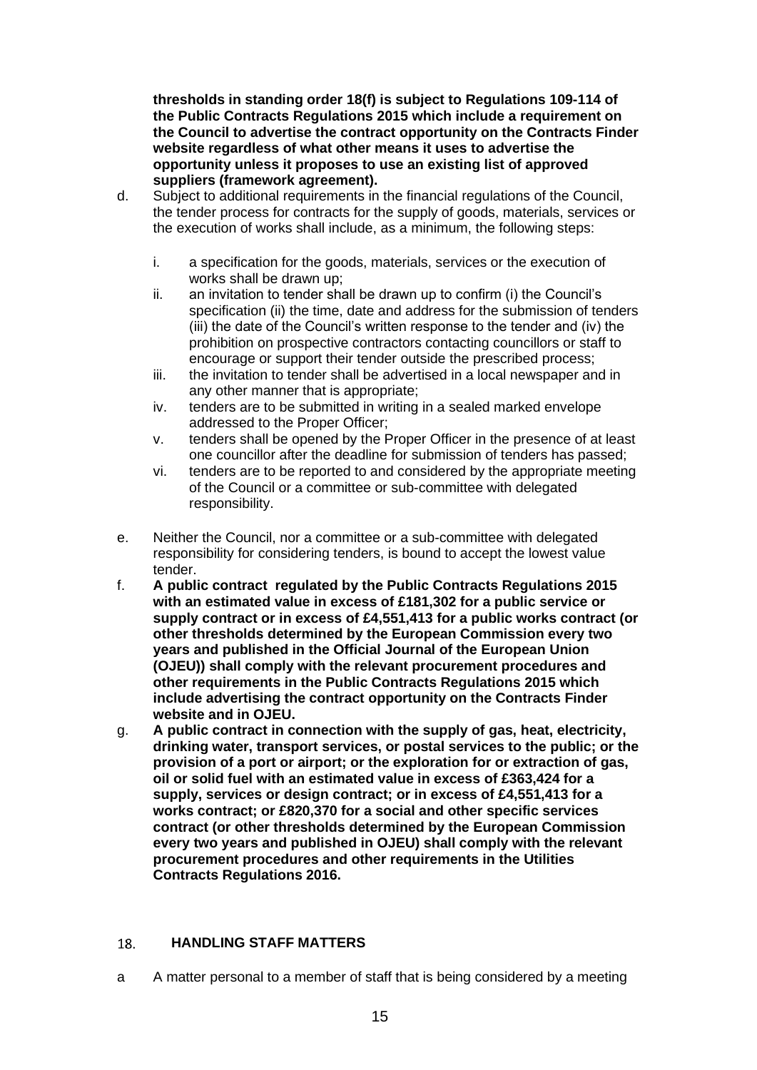**thresholds in standing order 18(f) is subject to Regulations 109-114 of the Public Contracts Regulations 2015 which include a requirement on the Council to advertise the contract opportunity on the Contracts Finder website regardless of what other means it uses to advertise the opportunity unless it proposes to use an existing list of approved suppliers (framework agreement).**

d. Subject to additional requirements in the financial regulations of the Council, the tender process for contracts for the supply of goods, materials, services or the execution of works shall include, as a minimum, the following steps:

   i. a specification for the goods, materials, services or the execution of works shall be drawn up;
   ii. an invitation to tender shall be drawn up to confirm (i) the Council's specification (ii) the time, date and address for the submission of tenders (iii) the date of the Council's written response to the tender and (iv) the prohibition on prospective contractors contacting councillors or staff to encourage or support their tender outside the prescribed process;
   iii. the invitation to tender shall be advertised in a local newspaper and in any other manner that is appropriate;
   iv. tenders are to be submitted in writing in a sealed marked envelope addressed to the Proper Officer;
   v. tenders shall be opened by the Proper Officer in the presence of at least one councillor after the deadline for submission of tenders has passed;
   vi. tenders are to be reported to and considered by the appropriate meeting of the Council or a committee or sub-committee with delegated responsibility.

e. Neither the Council, nor a committee or a sub-committee with delegated responsibility for considering tenders, is bound to accept the lowest value tender.

f. **A public contract regulated by the Public Contracts Regulations 2015 with an estimated value in excess of £181,302 for a public service or supply contract or in excess of £4,551,413 for a public works contract (or other thresholds determined by the European Commission every two years and published in the Official Journal of the European Union (OJEU)) shall comply with the relevant procurement procedures and other requirements in the Public Contracts Regulations 2015 which include advertising the contract opportunity on the Contracts Finder website and in OJEU.**

g. **A public contract in connection with the supply of gas, heat, electricity, drinking water, transport services, or postal services to the public; or the provision of a port or airport; or the exploration for or extraction of gas, oil or solid fuel with an estimated value in excess of £363,424 for a supply, services or design contract; or in excess of £4,551,413 for a works contract; or £820,370 for a social and other specific services contract (or other thresholds determined by the European Commission every two years and published in OJEU) shall comply with the relevant procurement procedures and other requirements in the Utilities Contracts Regulations 2016.**

## 18. HANDLING STAFF MATTERS

a A matter personal to a member of staff that is being considered by a meeting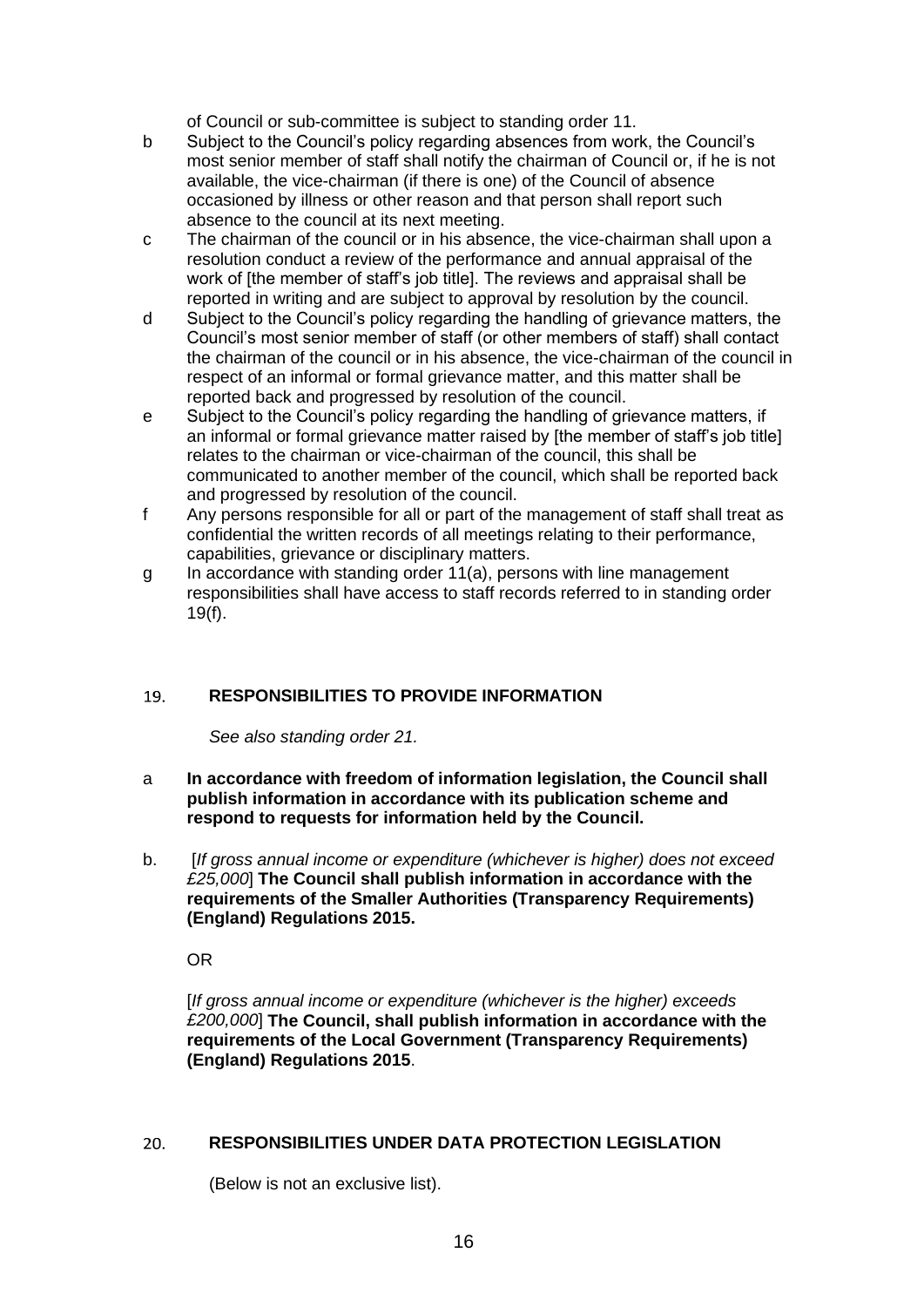of Council or sub-committee is subject to standing order 11.

b Subject to the Council's policy regarding absences from work, the Council's most senior member of staff shall notify the chairman of Council or, if he is not available, the vice-chairman (if there is one) of the Council of absence occasioned by illness or other reason and that person shall report such absence to the council at its next meeting.

c The chairman of the council or in his absence, the vice-chairman shall upon a resolution conduct a review of the performance and annual appraisal of the work of [the member of staff's job title]. The reviews and appraisal shall be reported in writing and are subject to approval by resolution by the council.

d Subject to the Council's policy regarding the handling of grievance matters, the Council's most senior member of staff (or other members of staff) shall contact the chairman of the council or in his absence, the vice-chairman of the council in respect of an informal or formal grievance matter, and this matter shall be reported back and progressed by resolution of the council.

e Subject to the Council's policy regarding the handling of grievance matters, if an informal or formal grievance matter raised by [the member of staff's job title] relates to the chairman or vice-chairman of the council, this shall be communicated to another member of the council, which shall be reported back and progressed by resolution of the council.

f Any persons responsible for all or part of the management of staff shall treat as confidential the written records of all meetings relating to their performance, capabilities, grievance or disciplinary matters.

g In accordance with standing order 11(a), persons with line management responsibilities shall have access to staff records referred to in standing order 19(f).

## 19. RESPONSIBILITIES TO PROVIDE INFORMATION

*See also standing order 21.*

a **In accordance with freedom of information legislation, the Council shall publish information in accordance with its publication scheme and respond to requests for information held by the Council.**

b. [*If gross annual income or expenditure (whichever is higher) does not exceed £25,000*] **The Council shall publish information in accordance with the requirements of the Smaller Authorities (Transparency Requirements) (England) Regulations 2015.**

OR

[*If gross annual income or expenditure (whichever is the higher) exceeds £200,000*] **The Council, shall publish information in accordance with the requirements of the Local Government (Transparency Requirements) (England) Regulations 2015**.

## 20. RESPONSIBILITIES UNDER DATA PROTECTION LEGISLATION

(Below is not an exclusive list).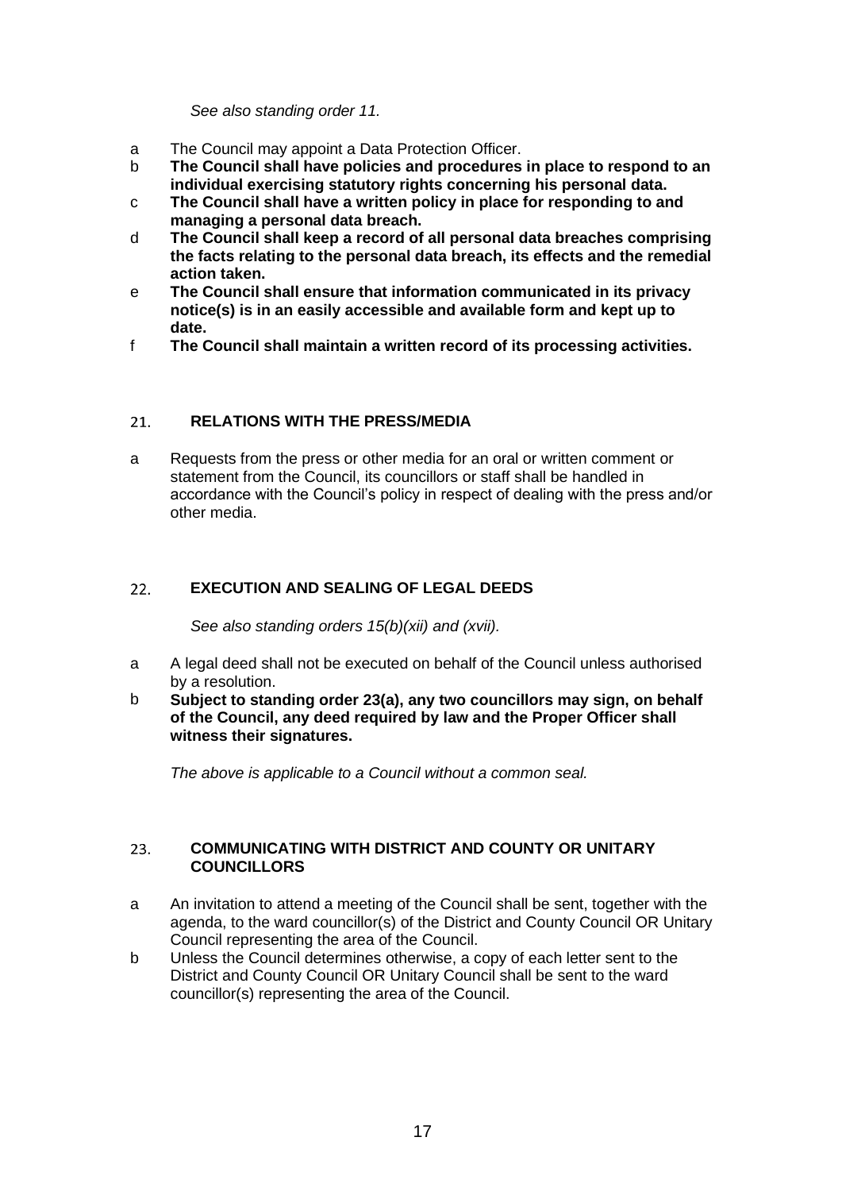*See also standing order 11.*

a The Council may appoint a Data Protection Officer.
b **The Council shall have policies and procedures in place to respond to an individual exercising statutory rights concerning his personal data.**
c **The Council shall have a written policy in place for responding to and managing a personal data breach.**
d **The Council shall keep a record of all personal data breaches comprising the facts relating to the personal data breach, its effects and the remedial action taken.**
e **The Council shall ensure that information communicated in its privacy notice(s) is in an easily accessible and available form and kept up to date.**
f **The Council shall maintain a written record of its processing activities.**

## 21. RELATIONS WITH THE PRESS/MEDIA

a Requests from the press or other media for an oral or written comment or statement from the Council, its councillors or staff shall be handled in accordance with the Council's policy in respect of dealing with the press and/or other media.

## 22. EXECUTION AND SEALING OF LEGAL DEEDS

*See also standing orders 15(b)(xii) and (xvii).*

a A legal deed shall not be executed on behalf of the Council unless authorised by a resolution.
b **Subject to standing order 23(a), any two councillors may sign, on behalf of the Council, any deed required by law and the Proper Officer shall witness their signatures.**

*The above is applicable to a Council without a common seal.*

## 23. COMMUNICATING WITH DISTRICT AND COUNTY OR UNITARY COUNCILLORS

a An invitation to attend a meeting of the Council shall be sent, together with the agenda, to the ward councillor(s) of the District and County Council OR Unitary Council representing the area of the Council.
b Unless the Council determines otherwise, a copy of each letter sent to the District and County Council OR Unitary Council shall be sent to the ward councillor(s) representing the area of the Council.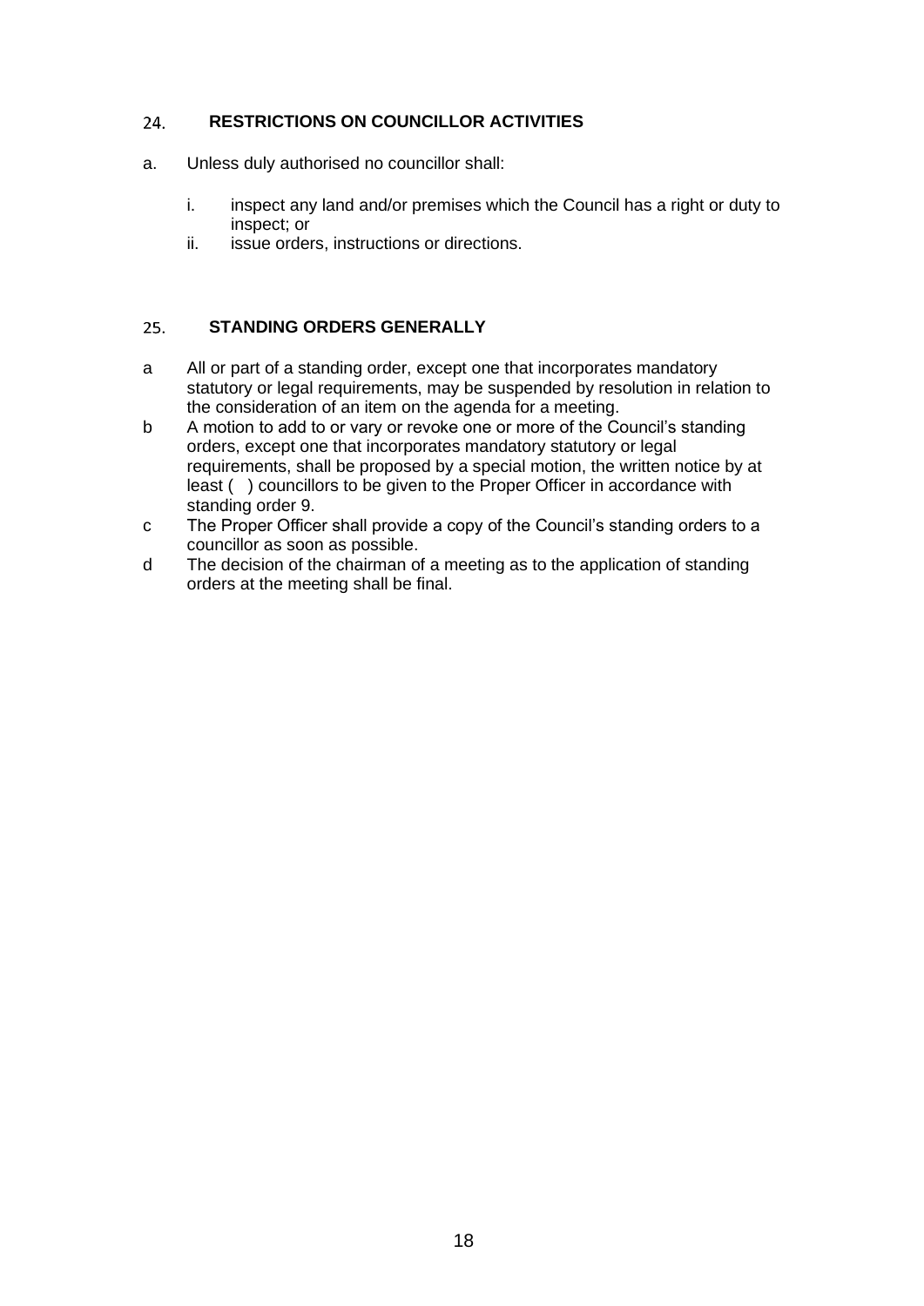## 24. RESTRICTIONS ON COUNCILLOR ACTIVITIES

a. Unless duly authorised no councillor shall:

   i. inspect any land and/or premises which the Council has a right or duty to inspect; or
   ii. issue orders, instructions or directions.

## 25. STANDING ORDERS GENERALLY

a All or part of a standing order, except one that incorporates mandatory statutory or legal requirements, may be suspended by resolution in relation to the consideration of an item on the agenda for a meeting.

b A motion to add to or vary or revoke one or more of the Council's standing orders, except one that incorporates mandatory statutory or legal requirements, shall be proposed by a special motion, the written notice by at least ( ) councillors to be given to the Proper Officer in accordance with standing order 9.

c The Proper Officer shall provide a copy of the Council's standing orders to a councillor as soon as possible.

d The decision of the chairman of a meeting as to the application of standing orders at the meeting shall be final.